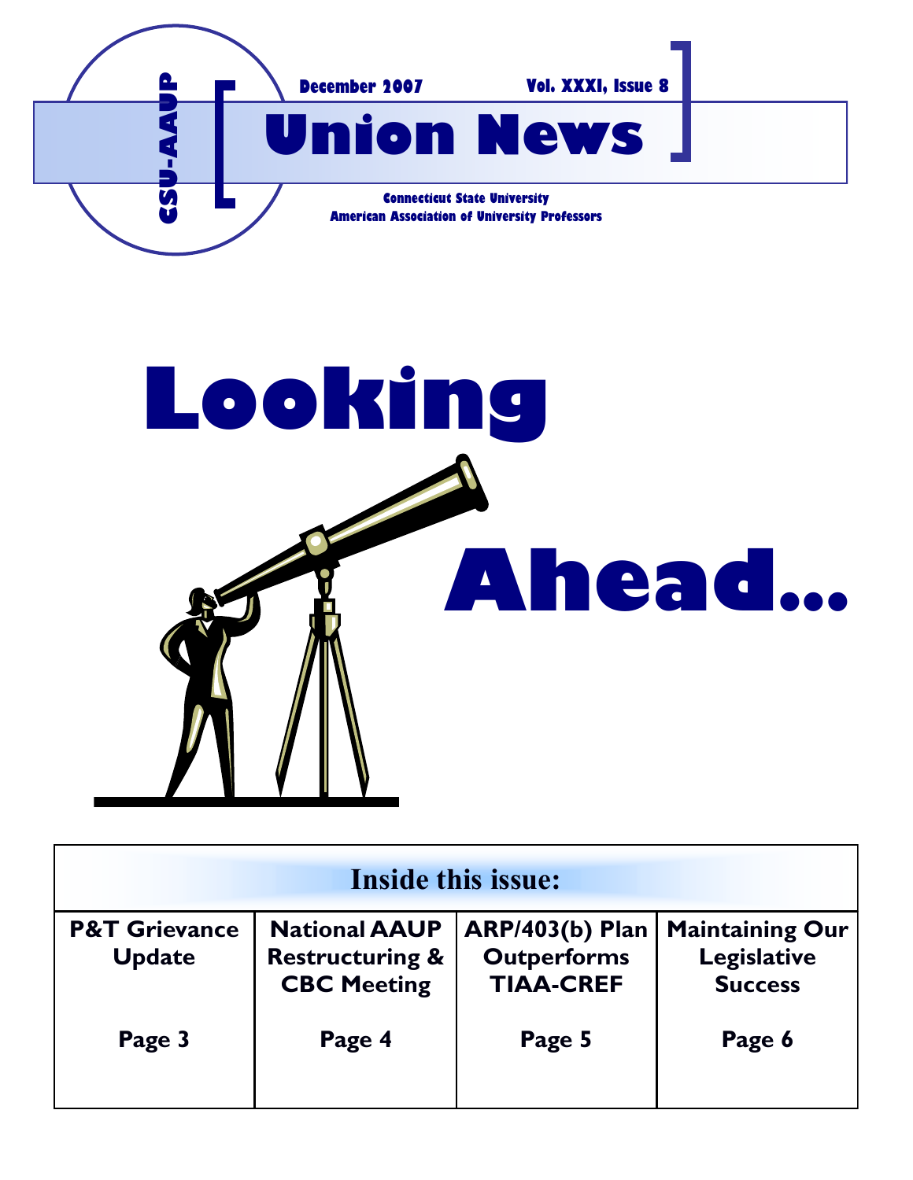CSU-AAUP

December 2007 Vol. XXXI, Issue 8

# Union News

Connecticut State University
American Association of University Professors

# Looking Ahead...

| Inside this issue: | | | |
|---|---|---|---|
| **P&T Grievance Update** | **National AAUP Restructuring & CBC Meeting** | **ARP/403(b) Plan Outperforms TIAA-CREF** | **Maintaining Our Legislative Success** |
| **Page 3** | **Page 4** | **Page 5** | **Page 6** |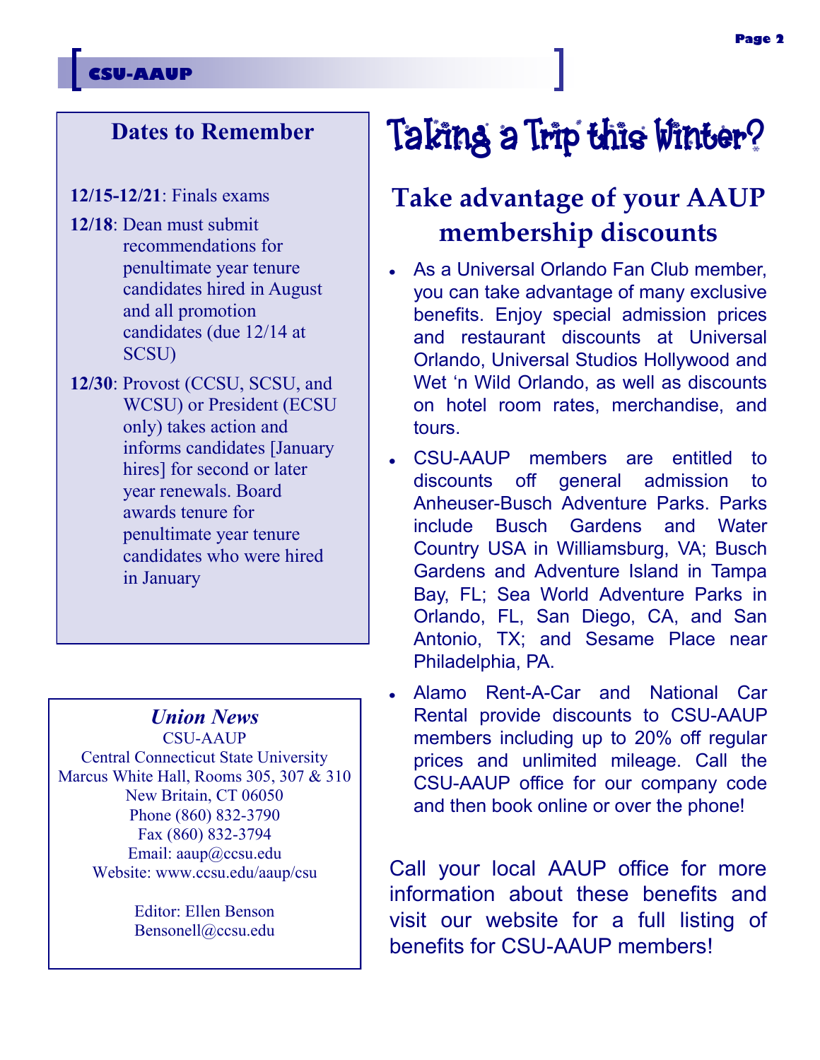## Dates to Remember

**12/15-12/21**: Finals exams

**12/18**: Dean must submit recommendations for penultimate year tenure candidates hired in August and all promotion candidates (due 12/14 at SCSU)

**12/30**: Provost (CCSU, SCSU, and WCSU) or President (ECSU only) takes action and informs candidates [January hires] for second or later year renewals. Board awards tenure for penultimate year tenure candidates who were hired in January

***Union News***
CSU-AAUP
Central Connecticut State University
Marcus White Hall, Rooms 305, 307 & 310
New Britain, CT 06050
Phone (860) 832-3790
Fax (860) 832-3794
Email: aaup@ccsu.edu
Website: www.ccsu.edu/aaup/csu

Editor: Ellen Benson
Bensonell@ccsu.edu

# Taking a Trip this Winter?

## Take advantage of your AAUP membership discounts

- As a Universal Orlando Fan Club member, you can take advantage of many exclusive benefits. Enjoy special admission prices and restaurant discounts at Universal Orlando, Universal Studios Hollywood and Wet 'n Wild Orlando, as well as discounts on hotel room rates, merchandise, and tours.
- CSU-AAUP members are entitled to discounts off general admission to Anheuser-Busch Adventure Parks. Parks include Busch Gardens and Water Country USA in Williamsburg, VA; Busch Gardens and Adventure Island in Tampa Bay, FL; Sea World Adventure Parks in Orlando, FL, San Diego, CA, and San Antonio, TX; and Sesame Place near Philadelphia, PA.
- Alamo Rent-A-Car and National Car Rental provide discounts to CSU-AAUP members including up to 20% off regular prices and unlimited mileage. Call the CSU-AAUP office for our company code and then book online or over the phone!

Call your local AAUP office for more information about these benefits and visit our website for a full listing of benefits for CSU-AAUP members!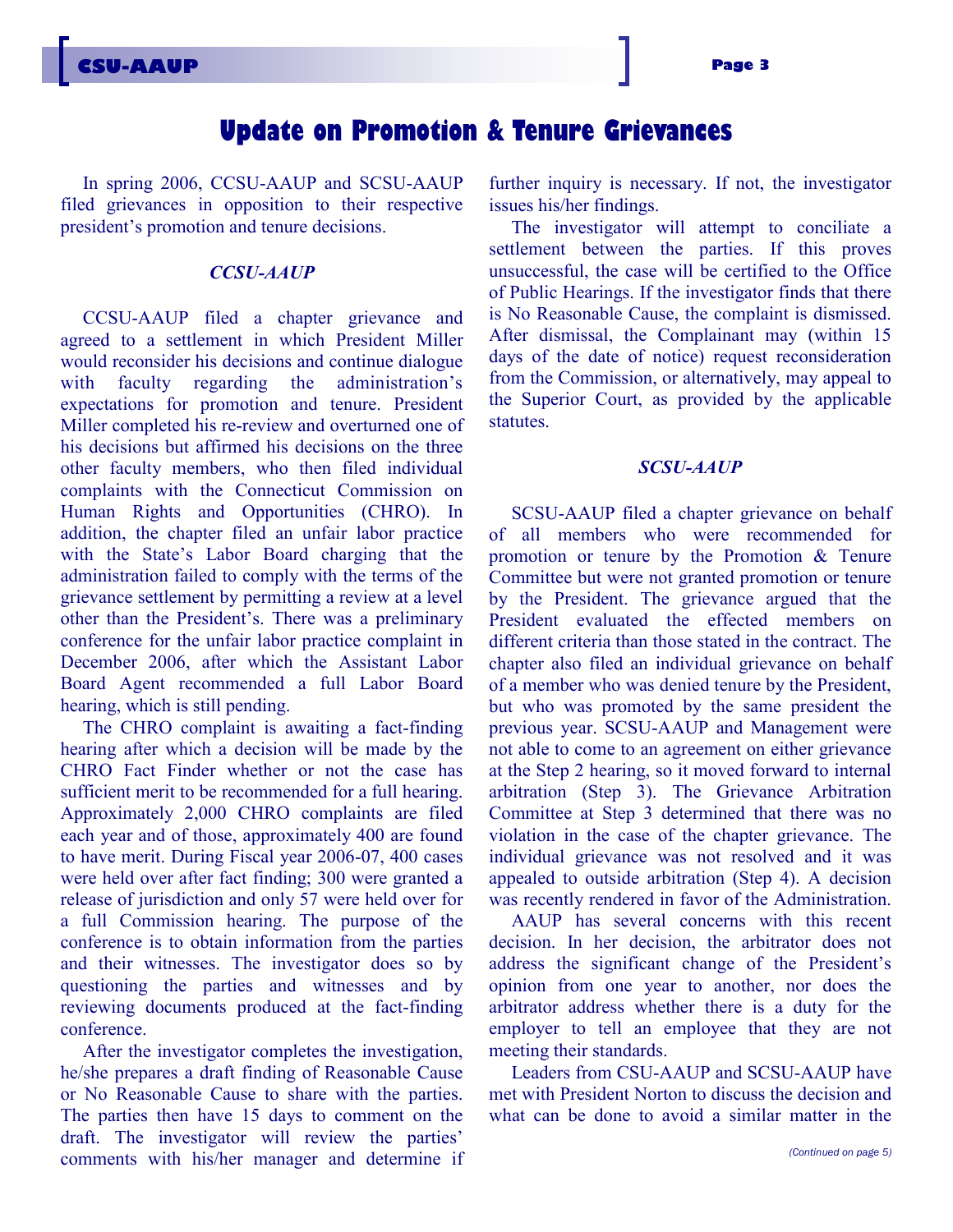# Update on Promotion & Tenure Grievances

In spring 2006, CCSU-AAUP and SCSU-AAUP filed grievances in opposition to their respective president's promotion and tenure decisions.

### *CCSU-AAUP*

CCSU-AAUP filed a chapter grievance and agreed to a settlement in which President Miller would reconsider his decisions and continue dialogue with faculty regarding the administration's expectations for promotion and tenure. President Miller completed his re-review and overturned one of his decisions but affirmed his decisions on the three other faculty members, who then filed individual complaints with the Connecticut Commission on Human Rights and Opportunities (CHRO). In addition, the chapter filed an unfair labor practice with the State's Labor Board charging that the administration failed to comply with the terms of the grievance settlement by permitting a review at a level other than the President's. There was a preliminary conference for the unfair labor practice complaint in December 2006, after which the Assistant Labor Board Agent recommended a full Labor Board hearing, which is still pending.

The CHRO complaint is awaiting a fact-finding hearing after which a decision will be made by the CHRO Fact Finder whether or not the case has sufficient merit to be recommended for a full hearing. Approximately 2,000 CHRO complaints are filed each year and of those, approximately 400 are found to have merit. During Fiscal year 2006-07, 400 cases were held over after fact finding; 300 were granted a release of jurisdiction and only 57 were held over for a full Commission hearing. The purpose of the conference is to obtain information from the parties and their witnesses. The investigator does so by questioning the parties and witnesses and by reviewing documents produced at the fact-finding conference.

After the investigator completes the investigation, he/she prepares a draft finding of Reasonable Cause or No Reasonable Cause to share with the parties. The parties then have 15 days to comment on the draft. The investigator will review the parties' comments with his/her manager and determine if further inquiry is necessary. If not, the investigator issues his/her findings.

The investigator will attempt to conciliate a settlement between the parties. If this proves unsuccessful, the case will be certified to the Office of Public Hearings. If the investigator finds that there is No Reasonable Cause, the complaint is dismissed. After dismissal, the Complainant may (within 15 days of the date of notice) request reconsideration from the Commission, or alternatively, may appeal to the Superior Court, as provided by the applicable statutes.

### *SCSU-AAUP*

SCSU-AAUP filed a chapter grievance on behalf of all members who were recommended for promotion or tenure by the Promotion & Tenure Committee but were not granted promotion or tenure by the President. The grievance argued that the President evaluated the effected members on different criteria than those stated in the contract. The chapter also filed an individual grievance on behalf of a member who was denied tenure by the President, but who was promoted by the same president the previous year. SCSU-AAUP and Management were not able to come to an agreement on either grievance at the Step 2 hearing, so it moved forward to internal arbitration (Step 3). The Grievance Arbitration Committee at Step 3 determined that there was no violation in the case of the chapter grievance. The individual grievance was not resolved and it was appealed to outside arbitration (Step 4). A decision was recently rendered in favor of the Administration.

AAUP has several concerns with this recent decision. In her decision, the arbitrator does not address the significant change of the President's opinion from one year to another, nor does the arbitrator address whether there is a duty for the employer to tell an employee that they are not meeting their standards.

Leaders from CSU-AAUP and SCSU-AAUP have met with President Norton to discuss the decision and what can be done to avoid a similar matter in the

*(Continued on page 5)*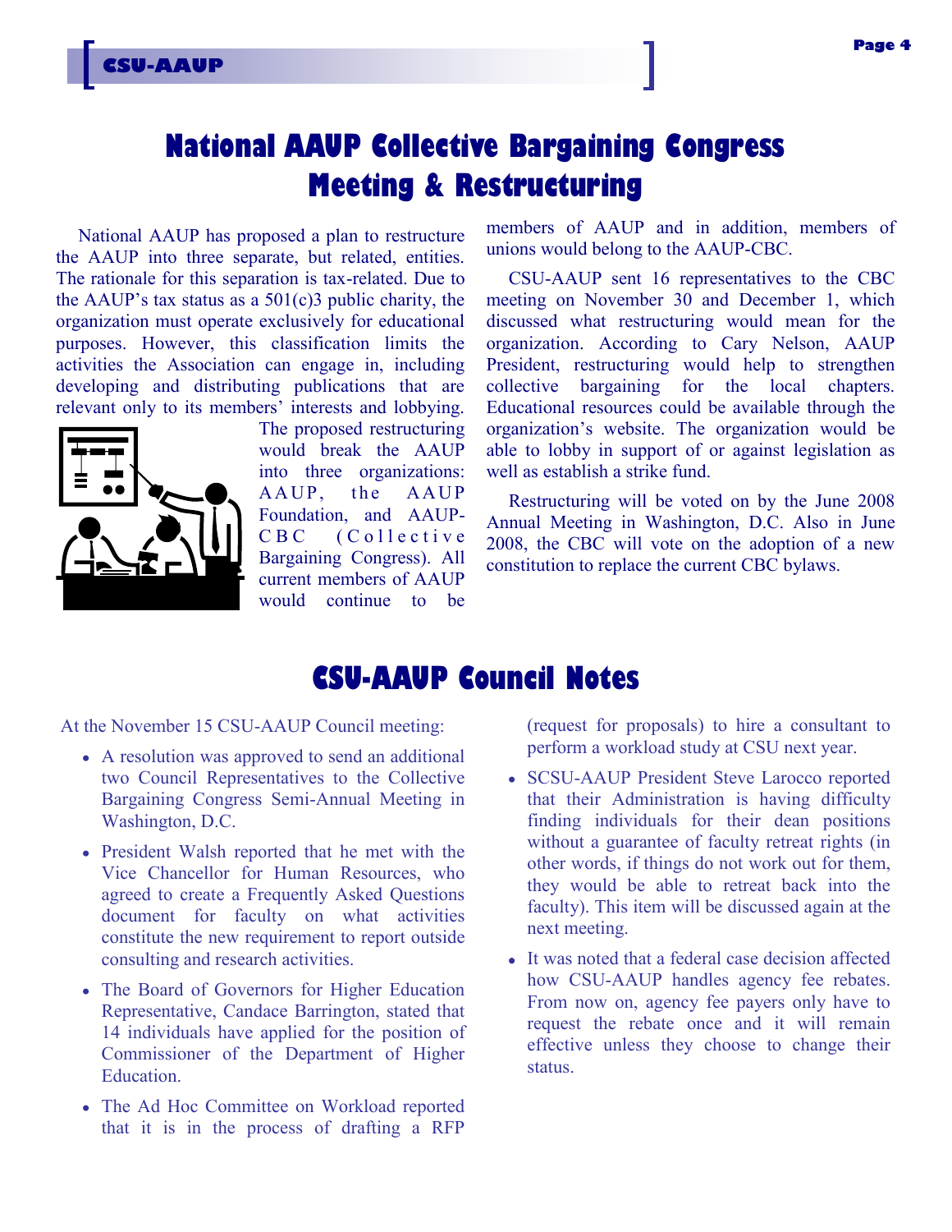# National AAUP Collective Bargaining Congress Meeting & Restructuring

National AAUP has proposed a plan to restructure the AAUP into three separate, but related, entities. The rationale for this separation is tax-related. Due to the AAUP's tax status as a 501(c)3 public charity, the organization must operate exclusively for educational purposes. However, this classification limits the activities the Association can engage in, including developing and distributing publications that are relevant only to its members' interests and lobbying. The proposed restructuring would break the AAUP into three organizations: AAUP, the AAUP Foundation, and AAUP-CBC (Collective Bargaining Congress). All current members of AAUP would continue to be members of AAUP and in addition, members of unions would belong to the AAUP-CBC.

CSU-AAUP sent 16 representatives to the CBC meeting on November 30 and December 1, which discussed what restructuring would mean for the organization. According to Cary Nelson, AAUP President, restructuring would help to strengthen collective bargaining for the local chapters. Educational resources could be available through the organization's website. The organization would be able to lobby in support of or against legislation as well as establish a strike fund.

Restructuring will be voted on by the June 2008 Annual Meeting in Washington, D.C. Also in June 2008, the CBC will vote on the adoption of a new constitution to replace the current CBC bylaws.

# CSU-AAUP Council Notes

At the November 15 CSU-AAUP Council meeting:

- A resolution was approved to send an additional two Council Representatives to the Collective Bargaining Congress Semi-Annual Meeting in Washington, D.C.
- President Walsh reported that he met with the Vice Chancellor for Human Resources, who agreed to create a Frequently Asked Questions document for faculty on what activities constitute the new requirement to report outside consulting and research activities.
- The Board of Governors for Higher Education Representative, Candace Barrington, stated that 14 individuals have applied for the position of Commissioner of the Department of Higher Education.
- The Ad Hoc Committee on Workload reported that it is in the process of drafting a RFP (request for proposals) to hire a consultant to perform a workload study at CSU next year.
- SCSU-AAUP President Steve Larocco reported that their Administration is having difficulty finding individuals for their dean positions without a guarantee of faculty retreat rights (in other words, if things do not work out for them, they would be able to retreat back into the faculty). This item will be discussed again at the next meeting.
- It was noted that a federal case decision affected how CSU-AAUP handles agency fee rebates. From now on, agency fee payers only have to request the rebate once and it will remain effective unless they choose to change their status.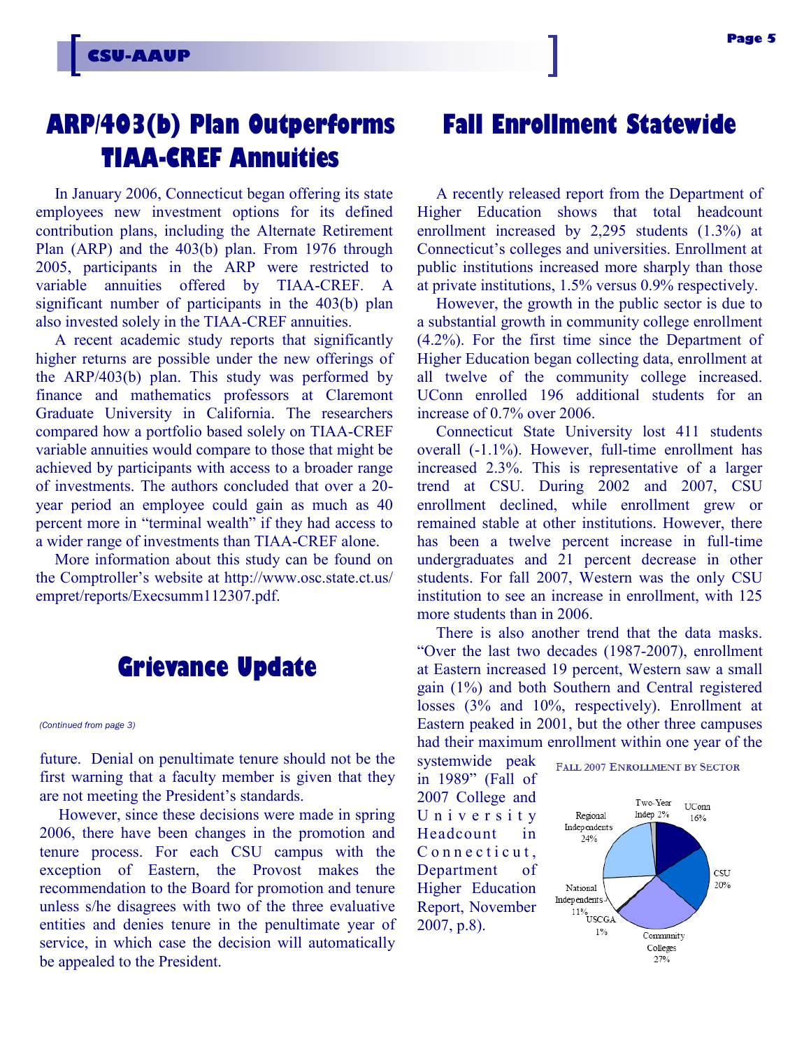## ARP/403(b) Plan Outperforms TIAA-CREF Annuities

In January 2006, Connecticut began offering its state employees new investment options for its defined contribution plans, including the Alternate Retirement Plan (ARP) and the 403(b) plan. From 1976 through 2005, participants in the ARP were restricted to variable annuities offered by TIAA-CREF. A significant number of participants in the 403(b) plan also invested solely in the TIAA-CREF annuities.

A recent academic study reports that significantly higher returns are possible under the new offerings of the ARP/403(b) plan. This study was performed by finance and mathematics professors at Claremont Graduate University in California. The researchers compared how a portfolio based solely on TIAA-CREF variable annuities would compare to those that might be achieved by participants with access to a broader range of investments. The authors concluded that over a 20-year period an employee could gain as much as 40 percent more in "terminal wealth" if they had access to a wider range of investments than TIAA-CREF alone.

More information about this study can be found on the Comptroller's website at http://www.osc.state.ct.us/empret/reports/Execsumm112307.pdf.

## Grievance Update

*(Continued from page 3)*

future. Denial on penultimate tenure should not be the first warning that a faculty member is given that they are not meeting the President's standards.

However, since these decisions were made in spring 2006, there have been changes in the promotion and tenure process. For each CSU campus with the exception of Eastern, the Provost makes the recommendation to the Board for promotion and tenure unless s/he disagrees with two of the three evaluative entities and denies tenure in the penultimate year of service, in which case the decision will automatically be appealed to the President.

## Fall Enrollment Statewide

A recently released report from the Department of Higher Education shows that total headcount enrollment increased by 2,295 students (1.3%) at Connecticut's colleges and universities. Enrollment at public institutions increased more sharply than those at private institutions, 1.5% versus 0.9% respectively.

However, the growth in the public sector is due to a substantial growth in community college enrollment (4.2%). For the first time since the Department of Higher Education began collecting data, enrollment at all twelve of the community college increased. UConn enrolled 196 additional students for an increase of 0.7% over 2006.

Connecticut State University lost 411 students overall (-1.1%). However, full-time enrollment has increased 2.3%. This is representative of a larger trend at CSU. During 2002 and 2007, CSU enrollment declined, while enrollment grew or remained stable at other institutions. However, there has been a twelve percent increase in full-time undergraduates and 21 percent decrease in other students. For fall 2007, Western was the only CSU institution to see an increase in enrollment, with 125 more students than in 2006.

There is also another trend that the data masks. "Over the last two decades (1987-2007), enrollment at Eastern increased 19 percent, Western saw a small gain (1%) and both Southern and Central registered losses (3% and 10%, respectively). Enrollment at Eastern peaked in 2001, but the other three campuses had their maximum enrollment within one year of the systemwide peak in 1989" (Fall of 2007 College and University Headcount in Connecticut, Department of Higher Education Report, November 2007, p.8).

**Fall 2007 Enrollment by Sector**

| Sector | Share |
|---|---|
| UConn | 16% |
| CSU | 20% |
| Community Colleges | 27% |
| USCGA | 1% |
| National Independents | 11% |
| Regional Independents | 24% |
| Two-Year Indep | 2% |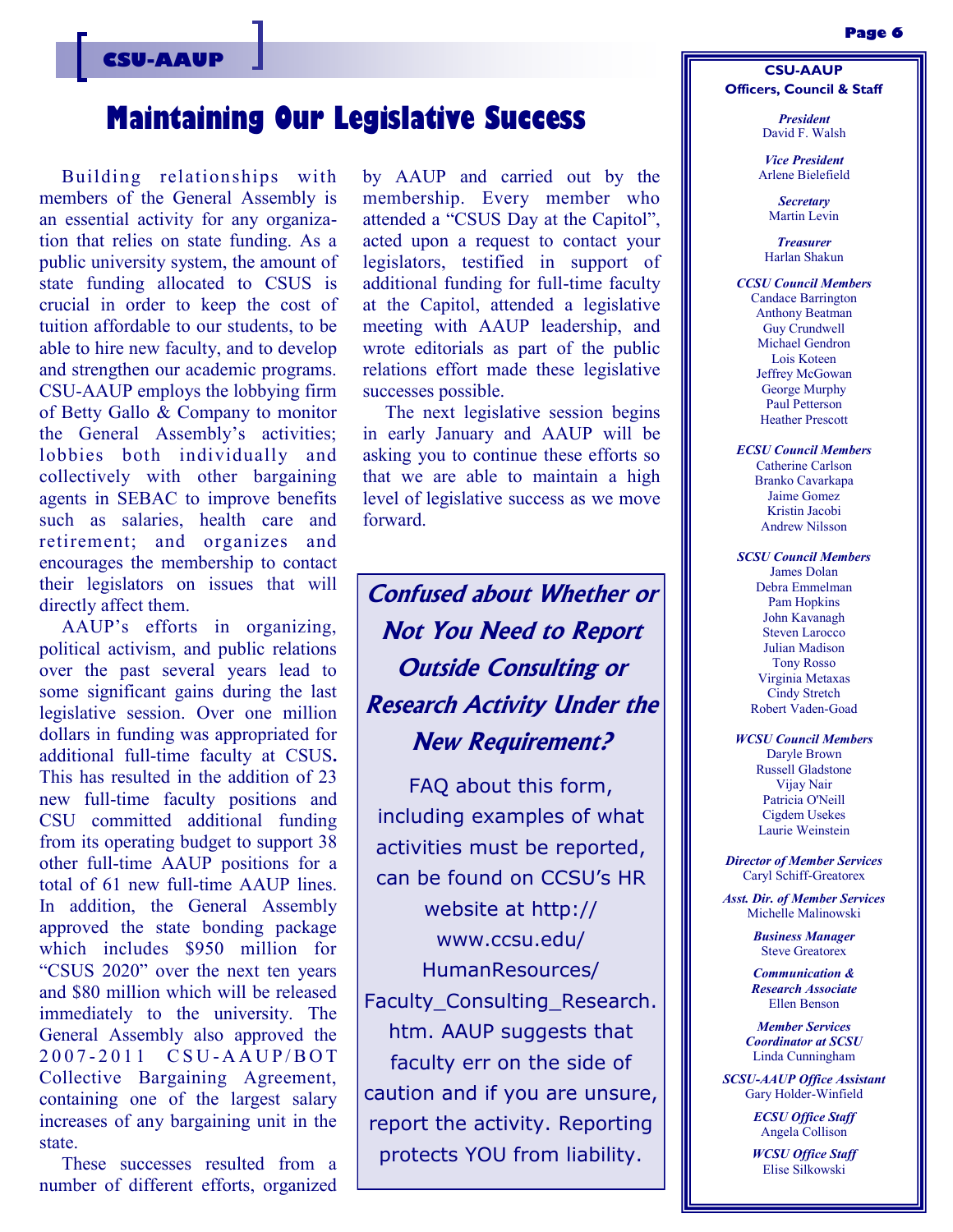# Maintaining Our Legislative Success

Building relationships with members of the General Assembly is an essential activity for any organization that relies on state funding. As a public university system, the amount of state funding allocated to CSUS is crucial in order to keep the cost of tuition affordable to our students, to be able to hire new faculty, and to develop and strengthen our academic programs. CSU-AAUP employs the lobbying firm of Betty Gallo & Company to monitor the General Assembly's activities; lobbies both individually and collectively with other bargaining agents in SEBAC to improve benefits such as salaries, health care and retirement; and organizes and encourages the membership to contact their legislators on issues that will directly affect them.

AAUP's efforts in organizing, political activism, and public relations over the past several years lead to some significant gains during the last legislative session. Over one million dollars in funding was appropriated for additional full-time faculty at CSUS**.** This has resulted in the addition of 23 new full-time faculty positions and CSU committed additional funding from its operating budget to support 38 other full-time AAUP positions for a total of 61 new full-time AAUP lines. In addition, the General Assembly approved the state bonding package which includes $950 million for "CSUS 2020" over the next ten years and $80 million which will be released immediately to the university. The General Assembly also approved the 2007-2011 CSU-AAUP/BOT Collective Bargaining Agreement, containing one of the largest salary increases of any bargaining unit in the state.

These successes resulted from a number of different efforts, organized by AAUP and carried out by the membership. Every member who attended a "CSUS Day at the Capitol", acted upon a request to contact your legislators, testified in support of additional funding for full-time faculty at the Capitol, attended a legislative meeting with AAUP leadership, and wrote editorials as part of the public relations effort made these legislative successes possible.

The next legislative session begins in early January and AAUP will be asking you to continue these efforts so that we are able to maintain a high level of legislative success as we move forward.

## *Confused about Whether or Not You Need to Report Outside Consulting or Research Activity Under the New Requirement?*

FAQ about this form, including examples of what activities must be reported, can be found on CCSU's HR website at http://www.ccsu.edu/HumanResources/Faculty_Consulting_Research.htm. AAUP suggests that faculty err on the side of caution and if you are unsure, report the activity. Reporting protects YOU from liability.

---

**CSU-AAUP**
**Officers, Council & Staff**

***President***
David F. Walsh

***Vice President***
Arlene Bielefield

***Secretary***
Martin Levin

***Treasurer***
Harlan Shakun

***CCSU Council Members***
Candace Barrington
Anthony Beatman
Guy Crundwell
Michael Gendron
Lois Koteen
Jeffrey McGowan
George Murphy
Paul Petterson
Heather Prescott

***ECSU Council Members***
Catherine Carlson
Branko Cavarkapa
Jaime Gomez
Kristin Jacobi
Andrew Nilsson

***SCSU Council Members***
James Dolan
Debra Emmelman
Pam Hopkins
John Kavanagh
Steven Larocco
Julian Madison
Tony Rosso
Virginia Metaxas
Cindy Stretch
Robert Vaden-Goad

***WCSU Council Members***
Daryle Brown
Russell Gladstone
Vijay Nair
Patricia O'Neill
Cigdem Usekes
Laurie Weinstein

***Director of Member Services***
Caryl Schiff-Greatorex

***Asst. Dir. of Member Services***
Michelle Malinowski

***Business Manager***
Steve Greatorex

***Communication & Research Associate***
Ellen Benson

***Member Services Coordinator at SCSU***
Linda Cunningham

***SCSU-AAUP Office Assistant***
Gary Holder-Winfield

***ECSU Office Staff***
Angela Collison

***WCSU Office Staff***
Elise Silkowski